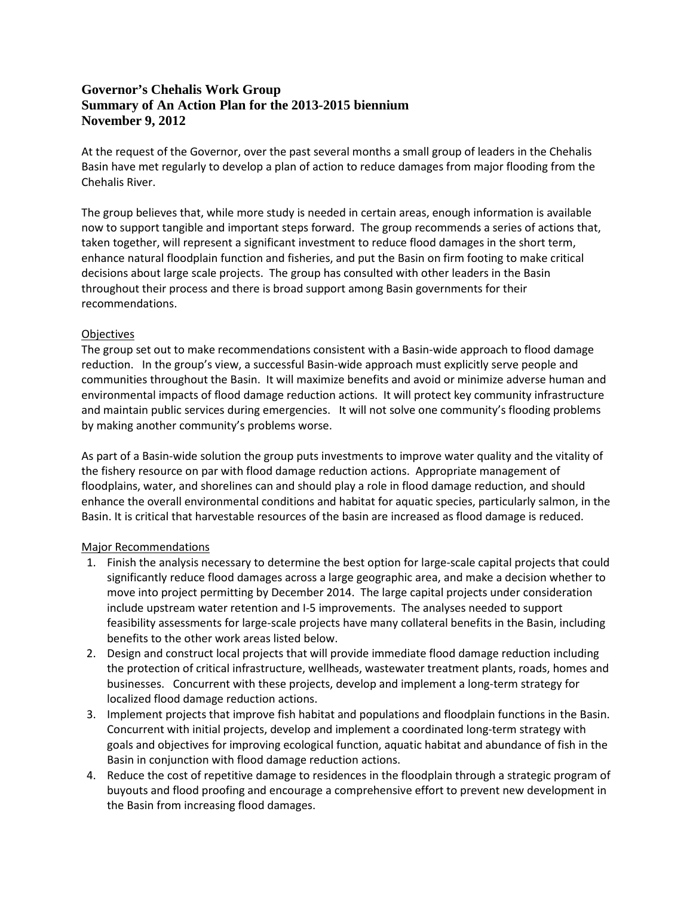# Governor's Chehalis Work Group
# Summary of An Action Plan for the 2013-2015 biennium
# November 9, 2012

At the request of the Governor, over the past several months a small group of leaders in the Chehalis Basin have met regularly to develop a plan of action to reduce damages from major flooding from the Chehalis River.

The group believes that, while more study is needed in certain areas, enough information is available now to support tangible and important steps forward. The group recommends a series of actions that, taken together, will represent a significant investment to reduce flood damages in the short term, enhance natural floodplain function and fisheries, and put the Basin on firm footing to make critical decisions about large scale projects. The group has consulted with other leaders in the Basin throughout their process and there is broad support among Basin governments for their recommendations.

## Objectives

The group set out to make recommendations consistent with a Basin-wide approach to flood damage reduction. In the group's view, a successful Basin-wide approach must explicitly serve people and communities throughout the Basin. It will maximize benefits and avoid or minimize adverse human and environmental impacts of flood damage reduction actions. It will protect key community infrastructure and maintain public services during emergencies. It will not solve one community's flooding problems by making another community's problems worse.

As part of a Basin-wide solution the group puts investments to improve water quality and the vitality of the fishery resource on par with flood damage reduction actions. Appropriate management of floodplains, water, and shorelines can and should play a role in flood damage reduction, and should enhance the overall environmental conditions and habitat for aquatic species, particularly salmon, in the Basin. It is critical that harvestable resources of the basin are increased as flood damage is reduced.

## Major Recommendations

1. Finish the analysis necessary to determine the best option for large-scale capital projects that could significantly reduce flood damages across a large geographic area, and make a decision whether to move into project permitting by December 2014. The large capital projects under consideration include upstream water retention and I-5 improvements. The analyses needed to support feasibility assessments for large-scale projects have many collateral benefits in the Basin, including benefits to the other work areas listed below.
2. Design and construct local projects that will provide immediate flood damage reduction including the protection of critical infrastructure, wellheads, wastewater treatment plants, roads, homes and businesses. Concurrent with these projects, develop and implement a long-term strategy for localized flood damage reduction actions.
3. Implement projects that improve fish habitat and populations and floodplain functions in the Basin. Concurrent with initial projects, develop and implement a coordinated long-term strategy with goals and objectives for improving ecological function, aquatic habitat and abundance of fish in the Basin in conjunction with flood damage reduction actions.
4. Reduce the cost of repetitive damage to residences in the floodplain through a strategic program of buyouts and flood proofing and encourage a comprehensive effort to prevent new development in the Basin from increasing flood damages.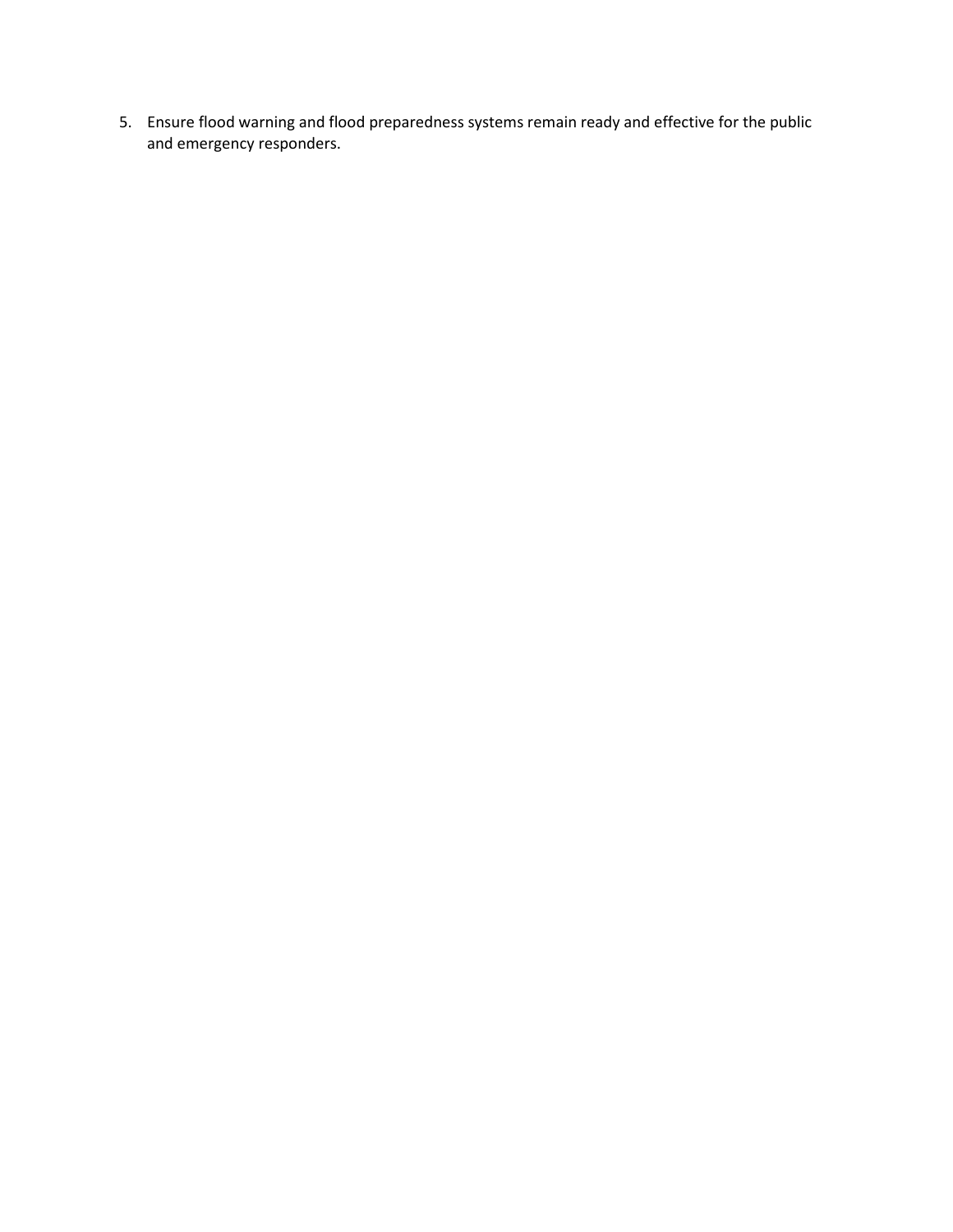5. Ensure flood warning and flood preparedness systems remain ready and effective for the public and emergency responders.